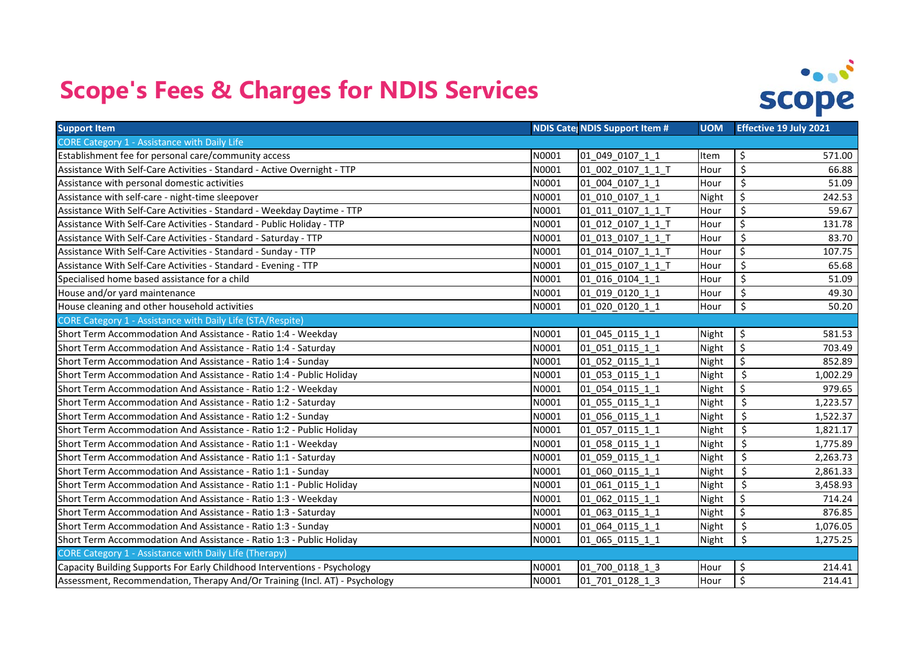# Scope's Fees & Charges for NDIS Services

| Support Item | NDIS Categ | NDIS Support Item # | UOM | Effective 19 July 2021 |
|---|---|---|---|---|
| CORE Category 1 - Assistance with Daily Life | | | | |
| Establishment fee for personal care/community access | N0001 | 01_049_0107_1_1 | Item | $ 571.00 |
| Assistance With Self-Care Activities - Standard - Active Overnight - TTP | N0001 | 01_002_0107_1_1_T | Hour | $ 66.88 |
| Assistance with personal domestic activities | N0001 | 01_004_0107_1_1 | Hour | $ 51.09 |
| Assistance with self-care - night-time sleepover | N0001 | 01_010_0107_1_1 | Night | $ 242.53 |
| Assistance With Self-Care Activities - Standard - Weekday Daytime - TTP | N0001 | 01_011_0107_1_1_T | Hour | $ 59.67 |
| Assistance With Self-Care Activities - Standard - Public Holiday - TTP | N0001 | 01_012_0107_1_1_T | Hour | $ 131.78 |
| Assistance With Self-Care Activities - Standard - Saturday - TTP | N0001 | 01_013_0107_1_1_T | Hour | $ 83.70 |
| Assistance With Self-Care Activities - Standard - Sunday - TTP | N0001 | 01_014_0107_1_1_T | Hour | $ 107.75 |
| Assistance With Self-Care Activities - Standard - Evening - TTP | N0001 | 01_015_0107_1_1_T | Hour | $ 65.68 |
| Specialised home based assistance for a child | N0001 | 01_016_0104_1_1 | Hour | $ 51.09 |
| House and/or yard maintenance | N0001 | 01_019_0120_1_1 | Hour | $ 49.30 |
| House cleaning and other household activities | N0001 | 01_020_0120_1_1 | Hour | $ 50.20 |
| CORE Category 1 - Assistance with Daily Life (STA/Respite) | | | | |
| Short Term Accommodation And Assistance - Ratio 1:4 - Weekday | N0001 | 01_045_0115_1_1 | Night | $ 581.53 |
| Short Term Accommodation And Assistance - Ratio 1:4 - Saturday | N0001 | 01_051_0115_1_1 | Night | $ 703.49 |
| Short Term Accommodation And Assistance - Ratio 1:4 - Sunday | N0001 | 01_052_0115_1_1 | Night | $ 852.89 |
| Short Term Accommodation And Assistance - Ratio 1:4 - Public Holiday | N0001 | 01_053_0115_1_1 | Night | $ 1,002.29 |
| Short Term Accommodation And Assistance - Ratio 1:2 - Weekday | N0001 | 01_054_0115_1_1 | Night | $ 979.65 |
| Short Term Accommodation And Assistance - Ratio 1:2 - Saturday | N0001 | 01_055_0115_1_1 | Night | $ 1,223.57 |
| Short Term Accommodation And Assistance - Ratio 1:2 - Sunday | N0001 | 01_056_0115_1_1 | Night | $ 1,522.37 |
| Short Term Accommodation And Assistance - Ratio 1:2 - Public Holiday | N0001 | 01_057_0115_1_1 | Night | $ 1,821.17 |
| Short Term Accommodation And Assistance - Ratio 1:1 - Weekday | N0001 | 01_058_0115_1_1 | Night | $ 1,775.89 |
| Short Term Accommodation And Assistance - Ratio 1:1 - Saturday | N0001 | 01_059_0115_1_1 | Night | $ 2,263.73 |
| Short Term Accommodation And Assistance - Ratio 1:1 - Sunday | N0001 | 01_060_0115_1_1 | Night | $ 2,861.33 |
| Short Term Accommodation And Assistance - Ratio 1:1 - Public Holiday | N0001 | 01_061_0115_1_1 | Night | $ 3,458.93 |
| Short Term Accommodation And Assistance - Ratio 1:3 - Weekday | N0001 | 01_062_0115_1_1 | Night | $ 714.24 |
| Short Term Accommodation And Assistance - Ratio 1:3 - Saturday | N0001 | 01_063_0115_1_1 | Night | $ 876.85 |
| Short Term Accommodation And Assistance - Ratio 1:3 - Sunday | N0001 | 01_064_0115_1_1 | Night | $ 1,076.05 |
| Short Term Accommodation And Assistance - Ratio 1:3 - Public Holiday | N0001 | 01_065_0115_1_1 | Night | $ 1,275.25 |
| CORE Category 1 - Assistance with Daily Life (Therapy) | | | | |
| Capacity Building Supports For Early Childhood Interventions - Psychology | N0001 | 01_700_0118_1_3 | Hour | $ 214.41 |
| Assessment, Recommendation, Therapy And/Or Training (Incl. AT) - Psychology | N0001 | 01_701_0128_1_3 | Hour | $ 214.41 |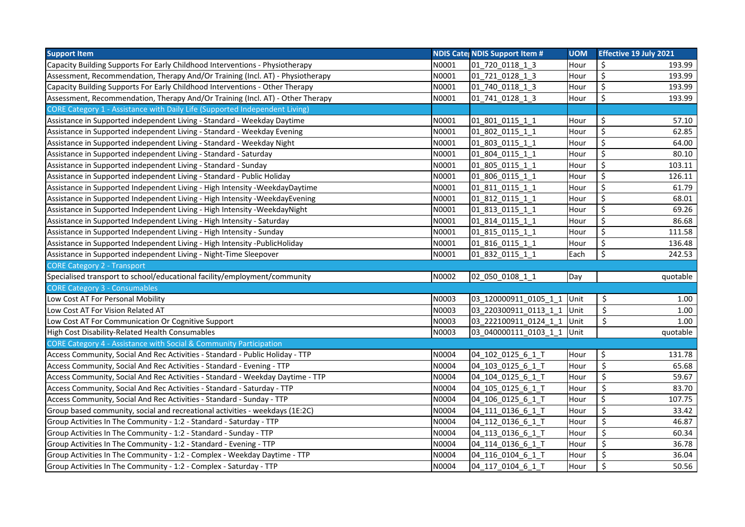| Support Item | NDIS Cate | NDIS Support Item # | UOM | Effective 19 July 2021 |
|---|---|---|---|---|
| Capacity Building Supports For Early Childhood Interventions - Physiotherapy | N0001 | 01_720_0118_1_3 | Hour | $ 193.99 |
| Assessment, Recommendation, Therapy And/Or Training (Incl. AT) - Physiotherapy | N0001 | 01_721_0128_1_3 | Hour | $ 193.99 |
| Capacity Building Supports For Early Childhood Interventions - Other Therapy | N0001 | 01_740_0118_1_3 | Hour | $ 193.99 |
| Assessment, Recommendation, Therapy And/Or Training (Incl. AT) - Other Therapy | N0001 | 01_741_0128_1_3 | Hour | $ 193.99 |
| CORE Category 1 - Assistance with Daily Life (Supported Independent Living) | | | | |
| Assistance in Supported independent Living - Standard - Weekday Daytime | N0001 | 01_801_0115_1_1 | Hour | $ 57.10 |
| Assistance in Supported independent Living - Standard - Weekday Evening | N0001 | 01_802_0115_1_1 | Hour | $ 62.85 |
| Assistance in Supported independent Living - Standard - Weekday Night | N0001 | 01_803_0115_1_1 | Hour | $ 64.00 |
| Assistance in Supported independent Living - Standard - Saturday | N0001 | 01_804_0115_1_1 | Hour | $ 80.10 |
| Assistance in Supported independent Living - Standard - Sunday | N0001 | 01_805_0115_1_1 | Hour | $ 103.11 |
| Assistance in Supported independent Living - Standard - Public Holiday | N0001 | 01_806_0115_1_1 | Hour | $ 126.11 |
| Assistance in Supported Independent Living - High Intensity -WeekdayDaytime | N0001 | 01_811_0115_1_1 | Hour | $ 61.79 |
| Assistance in Supported Independent Living - High Intensity -WeekdayEvening | N0001 | 01_812_0115_1_1 | Hour | $ 68.01 |
| Assistance in Supported Independent Living - High Intensity -WeekdayNight | N0001 | 01_813_0115_1_1 | Hour | $ 69.26 |
| Assistance in Supported Independent Living - High Intensity - Saturday | N0001 | 01_814_0115_1_1 | Hour | $ 86.68 |
| Assistance in Supported Independent Living - High Intensity - Sunday | N0001 | 01_815_0115_1_1 | Hour | $ 111.58 |
| Assistance in Supported Independent Living - High Intensity -PublicHoliday | N0001 | 01_816_0115_1_1 | Hour | $ 136.48 |
| Assistance in Supported independent Living - Night-Time Sleepover | N0001 | 01_832_0115_1_1 | Each | $ 242.53 |
| CORE Category 2 - Transport | | | | |
| Specialised transport to school/educational facility/employment/community | N0002 | 02_050_0108_1_1 | Day | quotable |
| CORE Category 3 - Consumables | | | | |
| Low Cost AT For Personal Mobility | N0003 | 03_120000911_0105_1_1 | Unit | $ 1.00 |
| Low Cost AT For Vision Related AT | N0003 | 03_220300911_0113_1_1 | Unit | $ 1.00 |
| Low Cost AT For Communication Or Cognitive Support | N0003 | 03_222100911_0124_1_1 | Unit | $ 1.00 |
| High Cost Disability-Related Health Consumables | N0003 | 03_040000111_0103_1_1 | Unit | quotable |
| CORE Category 4 - Assistance with Social & Community Participation | | | | |
| Access Community, Social And Rec Activities - Standard - Public Holiday - TTP | N0004 | 04_102_0125_6_1_T | Hour | $ 131.78 |
| Access Community, Social And Rec Activities - Standard - Evening - TTP | N0004 | 04_103_0125_6_1_T | Hour | $ 65.68 |
| Access Community, Social And Rec Activities - Standard - Weekday Daytime - TTP | N0004 | 04_104_0125_6_1_T | Hour | $ 59.67 |
| Access Community, Social And Rec Activities - Standard - Saturday - TTP | N0004 | 04_105_0125_6_1_T | Hour | $ 83.70 |
| Access Community, Social And Rec Activities - Standard - Sunday - TTP | N0004 | 04_106_0125_6_1_T | Hour | $ 107.75 |
| Group based community, social and recreational activities - weekdays (1E:2C) | N0004 | 04_111_0136_6_1_T | Hour | $ 33.42 |
| Group Activities In The Community - 1:2 - Standard - Saturday - TTP | N0004 | 04_112_0136_6_1_T | Hour | $ 46.87 |
| Group Activities In The Community - 1:2 - Standard - Sunday - TTP | N0004 | 04_113_0136_6_1_T | Hour | $ 60.34 |
| Group Activities In The Community - 1:2 - Standard - Evening - TTP | N0004 | 04_114_0136_6_1_T | Hour | $ 36.78 |
| Group Activities In The Community - 1:2 - Complex - Weekday Daytime - TTP | N0004 | 04_116_0104_6_1_T | Hour | $ 36.04 |
| Group Activities In The Community - 1:2 - Complex - Saturday - TTP | N0004 | 04_117_0104_6_1_T | Hour | $ 50.56 |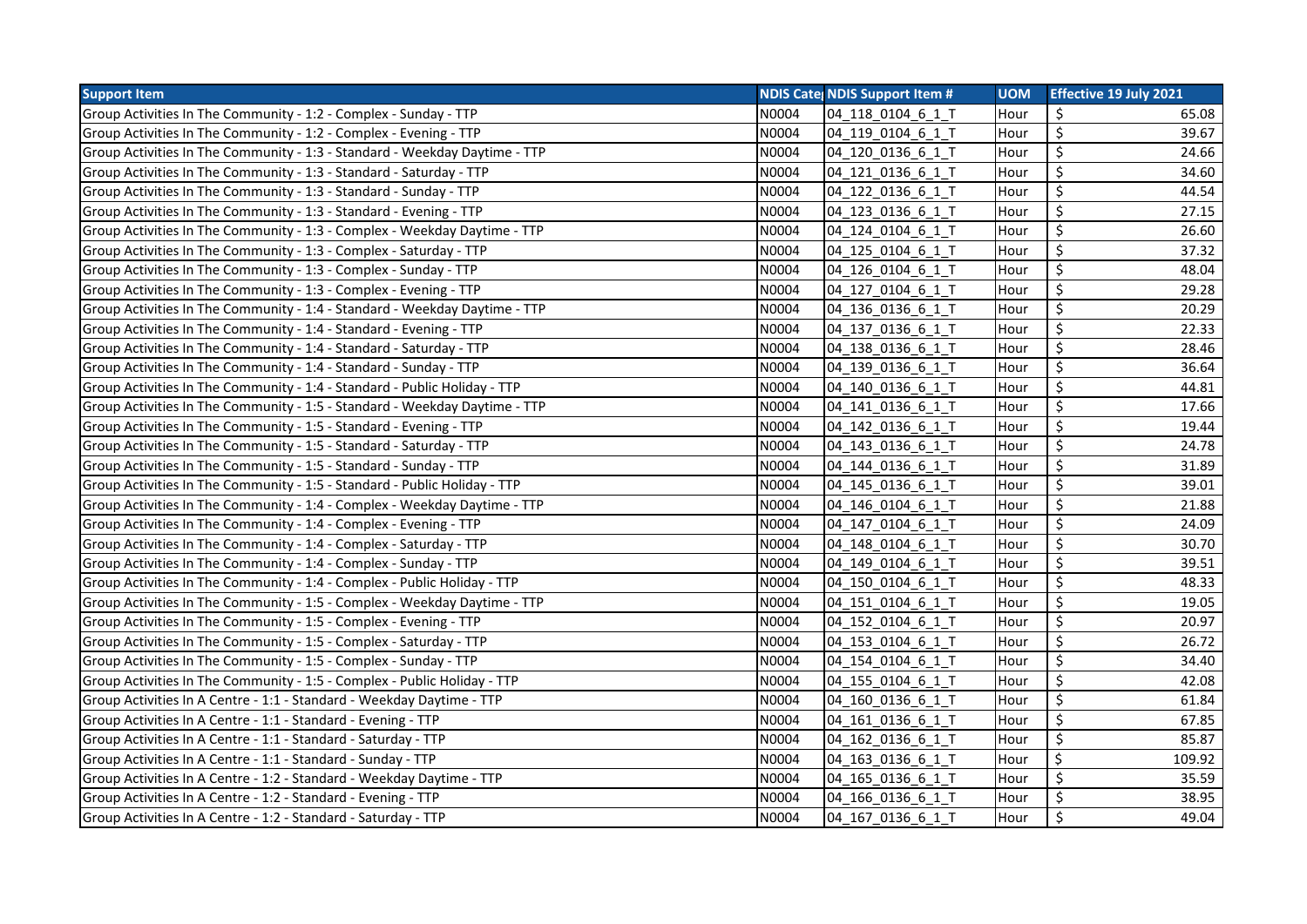| Support Item | NDIS Cate | NDIS Support Item # | UOM | Effective 19 July 2021 |
|---|---|---|---|---|
| Group Activities In The Community - 1:2 - Complex - Sunday - TTP | N0004 | 04_118_0104_6_1_T | Hour | $ 65.08 |
| Group Activities In The Community - 1:2 - Complex - Evening - TTP | N0004 | 04_119_0104_6_1_T | Hour | $ 39.67 |
| Group Activities In The Community - 1:3 - Standard - Weekday Daytime - TTP | N0004 | 04_120_0136_6_1_T | Hour | $ 24.66 |
| Group Activities In The Community - 1:3 - Standard - Saturday - TTP | N0004 | 04_121_0136_6_1_T | Hour | $ 34.60 |
| Group Activities In The Community - 1:3 - Standard - Sunday - TTP | N0004 | 04_122_0136_6_1_T | Hour | $ 44.54 |
| Group Activities In The Community - 1:3 - Standard - Evening - TTP | N0004 | 04_123_0136_6_1_T | Hour | $ 27.15 |
| Group Activities In The Community - 1:3 - Complex - Weekday Daytime - TTP | N0004 | 04_124_0104_6_1_T | Hour | $ 26.60 |
| Group Activities In The Community - 1:3 - Complex - Saturday - TTP | N0004 | 04_125_0104_6_1_T | Hour | $ 37.32 |
| Group Activities In The Community - 1:3 - Complex - Sunday - TTP | N0004 | 04_126_0104_6_1_T | Hour | $ 48.04 |
| Group Activities In The Community - 1:3 - Complex - Evening - TTP | N0004 | 04_127_0104_6_1_T | Hour | $ 29.28 |
| Group Activities In The Community - 1:4 - Standard - Weekday Daytime - TTP | N0004 | 04_136_0136_6_1_T | Hour | $ 20.29 |
| Group Activities In The Community - 1:4 - Standard - Evening - TTP | N0004 | 04_137_0136_6_1_T | Hour | $ 22.33 |
| Group Activities In The Community - 1:4 - Standard - Saturday - TTP | N0004 | 04_138_0136_6_1_T | Hour | $ 28.46 |
| Group Activities In The Community - 1:4 - Standard - Sunday - TTP | N0004 | 04_139_0136_6_1_T | Hour | $ 36.64 |
| Group Activities In The Community - 1:4 - Standard - Public Holiday - TTP | N0004 | 04_140_0136_6_1_T | Hour | $ 44.81 |
| Group Activities In The Community - 1:5 - Standard - Weekday Daytime - TTP | N0004 | 04_141_0136_6_1_T | Hour | $ 17.66 |
| Group Activities In The Community - 1:5 - Standard - Evening - TTP | N0004 | 04_142_0136_6_1_T | Hour | $ 19.44 |
| Group Activities In The Community - 1:5 - Standard - Saturday - TTP | N0004 | 04_143_0136_6_1_T | Hour | $ 24.78 |
| Group Activities In The Community - 1:5 - Standard - Sunday - TTP | N0004 | 04_144_0136_6_1_T | Hour | $ 31.89 |
| Group Activities In The Community - 1:5 - Standard - Public Holiday - TTP | N0004 | 04_145_0136_6_1_T | Hour | $ 39.01 |
| Group Activities In The Community - 1:4 - Complex - Weekday Daytime - TTP | N0004 | 04_146_0104_6_1_T | Hour | $ 21.88 |
| Group Activities In The Community - 1:4 - Complex - Evening - TTP | N0004 | 04_147_0104_6_1_T | Hour | $ 24.09 |
| Group Activities In The Community - 1:4 - Complex - Saturday - TTP | N0004 | 04_148_0104_6_1_T | Hour | $ 30.70 |
| Group Activities In The Community - 1:4 - Complex - Sunday - TTP | N0004 | 04_149_0104_6_1_T | Hour | $ 39.51 |
| Group Activities In The Community - 1:4 - Complex - Public Holiday - TTP | N0004 | 04_150_0104_6_1_T | Hour | $ 48.33 |
| Group Activities In The Community - 1:5 - Complex - Weekday Daytime - TTP | N0004 | 04_151_0104_6_1_T | Hour | $ 19.05 |
| Group Activities In The Community - 1:5 - Complex - Evening - TTP | N0004 | 04_152_0104_6_1_T | Hour | $ 20.97 |
| Group Activities In The Community - 1:5 - Complex - Saturday - TTP | N0004 | 04_153_0104_6_1_T | Hour | $ 26.72 |
| Group Activities In The Community - 1:5 - Complex - Sunday - TTP | N0004 | 04_154_0104_6_1_T | Hour | $ 34.40 |
| Group Activities In The Community - 1:5 - Complex - Public Holiday - TTP | N0004 | 04_155_0104_6_1_T | Hour | $ 42.08 |
| Group Activities In A Centre - 1:1 - Standard - Weekday Daytime - TTP | N0004 | 04_160_0136_6_1_T | Hour | $ 61.84 |
| Group Activities In A Centre - 1:1 - Standard - Evening - TTP | N0004 | 04_161_0136_6_1_T | Hour | $ 67.85 |
| Group Activities In A Centre - 1:1 - Standard - Saturday - TTP | N0004 | 04_162_0136_6_1_T | Hour | $ 85.87 |
| Group Activities In A Centre - 1:1 - Standard - Sunday - TTP | N0004 | 04_163_0136_6_1_T | Hour | $ 109.92 |
| Group Activities In A Centre - 1:2 - Standard - Weekday Daytime - TTP | N0004 | 04_165_0136_6_1_T | Hour | $ 35.59 |
| Group Activities In A Centre - 1:2 - Standard - Evening - TTP | N0004 | 04_166_0136_6_1_T | Hour | $ 38.95 |
| Group Activities In A Centre - 1:2 - Standard - Saturday - TTP | N0004 | 04_167_0136_6_1_T | Hour | $ 49.04 |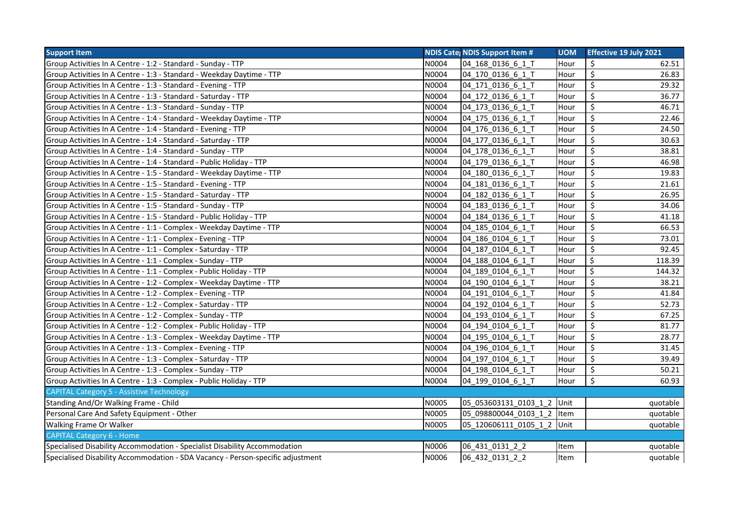| Support Item | NDIS Cate | NDIS Support Item # | UOM | Effective 19 July 2021 |
|---|---|---|---|---|
| Group Activities In A Centre - 1:2 - Standard - Sunday - TTP | N0004 | 04_168_0136_6_1_T | Hour | $ 62.51 |
| Group Activities In A Centre - 1:3 - Standard - Weekday Daytime - TTP | N0004 | 04_170_0136_6_1_T | Hour | $ 26.83 |
| Group Activities In A Centre - 1:3 - Standard - Evening - TTP | N0004 | 04_171_0136_6_1_T | Hour | $ 29.32 |
| Group Activities In A Centre - 1:3 - Standard - Saturday - TTP | N0004 | 04_172_0136_6_1_T | Hour | $ 36.77 |
| Group Activities In A Centre - 1:3 - Standard - Sunday - TTP | N0004 | 04_173_0136_6_1_T | Hour | $ 46.71 |
| Group Activities In A Centre - 1:4 - Standard - Weekday Daytime - TTP | N0004 | 04_175_0136_6_1_T | Hour | $ 22.46 |
| Group Activities In A Centre - 1:4 - Standard - Evening - TTP | N0004 | 04_176_0136_6_1_T | Hour | $ 24.50 |
| Group Activities In A Centre - 1:4 - Standard - Saturday - TTP | N0004 | 04_177_0136_6_1_T | Hour | $ 30.63 |
| Group Activities In A Centre - 1:4 - Standard - Sunday - TTP | N0004 | 04_178_0136_6_1_T | Hour | $ 38.81 |
| Group Activities In A Centre - 1:4 - Standard - Public Holiday - TTP | N0004 | 04_179_0136_6_1_T | Hour | $ 46.98 |
| Group Activities In A Centre - 1:5 - Standard - Weekday Daytime - TTP | N0004 | 04_180_0136_6_1_T | Hour | $ 19.83 |
| Group Activities In A Centre - 1:5 - Standard - Evening - TTP | N0004 | 04_181_0136_6_1_T | Hour | $ 21.61 |
| Group Activities In A Centre - 1:5 - Standard - Saturday - TTP | N0004 | 04_182_0136_6_1_T | Hour | $ 26.95 |
| Group Activities In A Centre - 1:5 - Standard - Sunday - TTP | N0004 | 04_183_0136_6_1_T | Hour | $ 34.06 |
| Group Activities In A Centre - 1:5 - Standard - Public Holiday - TTP | N0004 | 04_184_0136_6_1_T | Hour | $ 41.18 |
| Group Activities In A Centre - 1:1 - Complex - Weekday Daytime - TTP | N0004 | 04_185_0104_6_1_T | Hour | $ 66.53 |
| Group Activities In A Centre - 1:1 - Complex - Evening - TTP | N0004 | 04_186_0104_6_1_T | Hour | $ 73.01 |
| Group Activities In A Centre - 1:1 - Complex - Saturday - TTP | N0004 | 04_187_0104_6_1_T | Hour | $ 92.45 |
| Group Activities In A Centre - 1:1 - Complex - Sunday - TTP | N0004 | 04_188_0104_6_1_T | Hour | $ 118.39 |
| Group Activities In A Centre - 1:1 - Complex - Public Holiday - TTP | N0004 | 04_189_0104_6_1_T | Hour | $ 144.32 |
| Group Activities In A Centre - 1:2 - Complex - Weekday Daytime - TTP | N0004 | 04_190_0104_6_1_T | Hour | $ 38.21 |
| Group Activities In A Centre - 1:2 - Complex - Evening - TTP | N0004 | 04_191_0104_6_1_T | Hour | $ 41.84 |
| Group Activities In A Centre - 1:2 - Complex - Saturday - TTP | N0004 | 04_192_0104_6_1_T | Hour | $ 52.73 |
| Group Activities In A Centre - 1:2 - Complex - Sunday - TTP | N0004 | 04_193_0104_6_1_T | Hour | $ 67.25 |
| Group Activities In A Centre - 1:2 - Complex - Public Holiday - TTP | N0004 | 04_194_0104_6_1_T | Hour | $ 81.77 |
| Group Activities In A Centre - 1:3 - Complex - Weekday Daytime - TTP | N0004 | 04_195_0104_6_1_T | Hour | $ 28.77 |
| Group Activities In A Centre - 1:3 - Complex - Evening - TTP | N0004 | 04_196_0104_6_1_T | Hour | $ 31.45 |
| Group Activities In A Centre - 1:3 - Complex - Saturday - TTP | N0004 | 04_197_0104_6_1_T | Hour | $ 39.49 |
| Group Activities In A Centre - 1:3 - Complex - Sunday - TTP | N0004 | 04_198_0104_6_1_T | Hour | $ 50.21 |
| Group Activities In A Centre - 1:3 - Complex - Public Holiday - TTP | N0004 | 04_199_0104_6_1_T | Hour | $ 60.93 |
| CAPITAL Category 5 - Assistive Technology | | | | |
| Standing And/Or Walking Frame - Child | N0005 | 05_053603131_0103_1_2 | Unit | quotable |
| Personal Care And Safety Equipment - Other | N0005 | 05_098800044_0103_1_2 | Item | quotable |
| Walking Frame Or Walker | N0005 | 05_120606111_0105_1_2 | Unit | quotable |
| CAPITAL Category 6 - Home | | | | |
| Specialised Disability Accommodation - Specialist Disability Accommodation | N0006 | 06_431_0131_2_2 | Item | quotable |
| Specialised Disability Accommodation - SDA Vacancy - Person-specific adjustment | N0006 | 06_432_0131_2_2 | Item | quotable |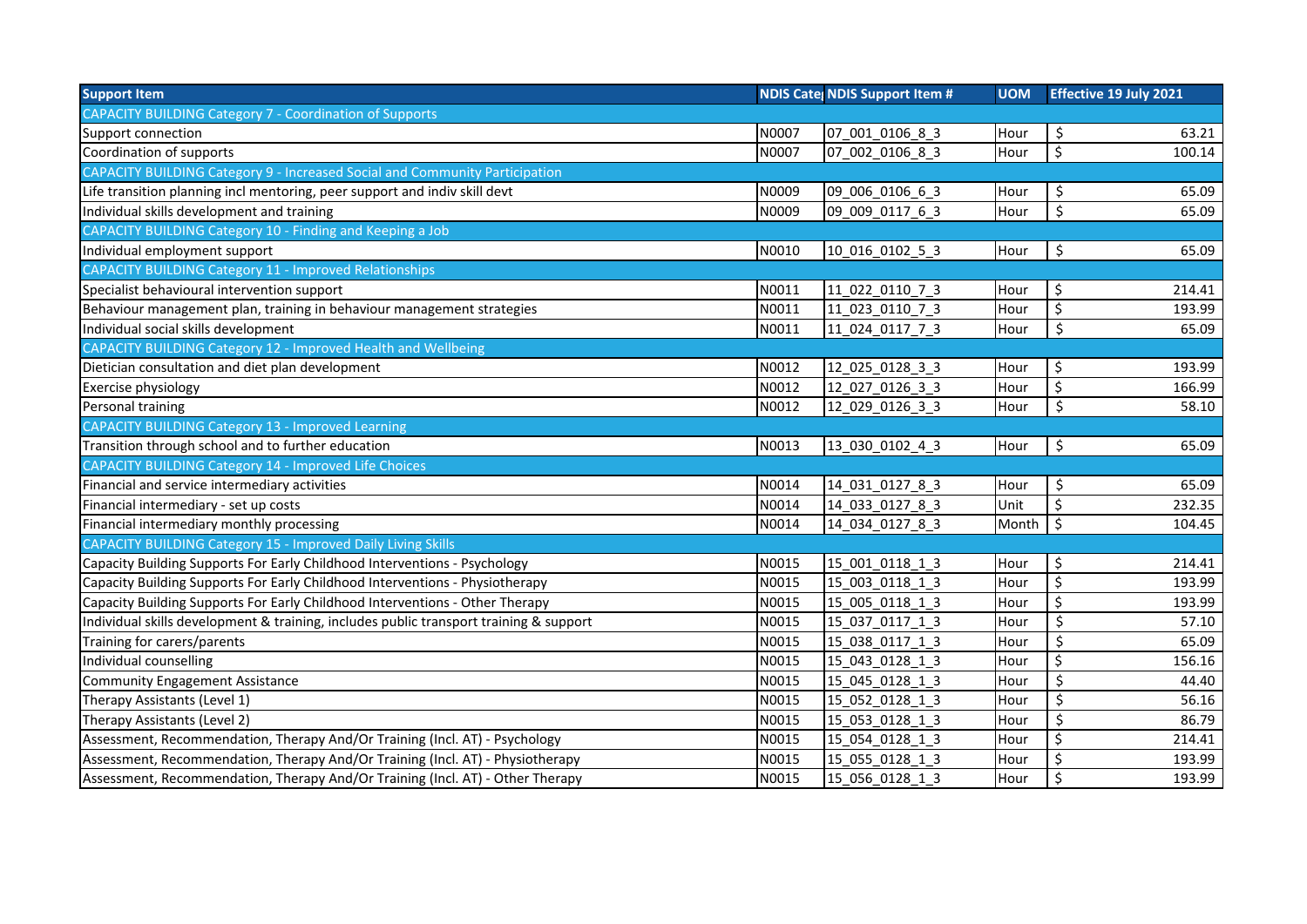| Support Item | NDIS Cate | NDIS Support Item # | UOM | Effective 19 July 2021 |
|---|---|---|---|---|
| CAPACITY BUILDING Category 7 - Coordination of Supports | | | | |
| Support connection | N0007 | 07_001_0106_8_3 | Hour | $ 63.21 |
| Coordination of supports | N0007 | 07_002_0106_8_3 | Hour | $ 100.14 |
| CAPACITY BUILDING Category 9 - Increased Social and Community Participation | | | | |
| Life transition planning incl mentoring, peer support and indiv skill devt | N0009 | 09_006_0106_6_3 | Hour | $ 65.09 |
| Individual skills development and training | N0009 | 09_009_0117_6_3 | Hour | $ 65.09 |
| CAPACITY BUILDING Category 10 - Finding and Keeping a Job | | | | |
| Individual employment support | N0010 | 10_016_0102_5_3 | Hour | $ 65.09 |
| CAPACITY BUILDING Category 11 - Improved Relationships | | | | |
| Specialist behavioural intervention support | N0011 | 11_022_0110_7_3 | Hour | $ 214.41 |
| Behaviour management plan, training in behaviour management strategies | N0011 | 11_023_0110_7_3 | Hour | $ 193.99 |
| Individual social skills development | N0011 | 11_024_0117_7_3 | Hour | $ 65.09 |
| CAPACITY BUILDING Category 12 - Improved Health and Wellbeing | | | | |
| Dietician consultation and diet plan development | N0012 | 12_025_0128_3_3 | Hour | $ 193.99 |
| Exercise physiology | N0012 | 12_027_0126_3_3 | Hour | $ 166.99 |
| Personal training | N0012 | 12_029_0126_3_3 | Hour | $ 58.10 |
| CAPACITY BUILDING Category 13 - Improved Learning | | | | |
| Transition through school and to further education | N0013 | 13_030_0102_4_3 | Hour | $ 65.09 |
| CAPACITY BUILDING Category 14 - Improved Life Choices | | | | |
| Financial and service intermediary activities | N0014 | 14_031_0127_8_3 | Hour | $ 65.09 |
| Financial intermediary - set up costs | N0014 | 14_033_0127_8_3 | Unit | $ 232.35 |
| Financial intermediary monthly processing | N0014 | 14_034_0127_8_3 | Month | $ 104.45 |
| CAPACITY BUILDING Category 15 - Improved Daily Living Skills | | | | |
| Capacity Building Supports For Early Childhood Interventions - Psychology | N0015 | 15_001_0118_1_3 | Hour | $ 214.41 |
| Capacity Building Supports For Early Childhood Interventions - Physiotherapy | N0015 | 15_003_0118_1_3 | Hour | $ 193.99 |
| Capacity Building Supports For Early Childhood Interventions - Other Therapy | N0015 | 15_005_0118_1_3 | Hour | $ 193.99 |
| Individual skills development & training, includes public transport training & support | N0015 | 15_037_0117_1_3 | Hour | $ 57.10 |
| Training for carers/parents | N0015 | 15_038_0117_1_3 | Hour | $ 65.09 |
| Individual counselling | N0015 | 15_043_0128_1_3 | Hour | $ 156.16 |
| Community Engagement Assistance | N0015 | 15_045_0128_1_3 | Hour | $ 44.40 |
| Therapy Assistants (Level 1) | N0015 | 15_052_0128_1_3 | Hour | $ 56.16 |
| Therapy Assistants (Level 2) | N0015 | 15_053_0128_1_3 | Hour | $ 86.79 |
| Assessment, Recommendation, Therapy And/Or Training (Incl. AT) - Psychology | N0015 | 15_054_0128_1_3 | Hour | $ 214.41 |
| Assessment, Recommendation, Therapy And/Or Training (Incl. AT) - Physiotherapy | N0015 | 15_055_0128_1_3 | Hour | $ 193.99 |
| Assessment, Recommendation, Therapy And/Or Training (Incl. AT) - Other Therapy | N0015 | 15_056_0128_1_3 | Hour | $ 193.99 |